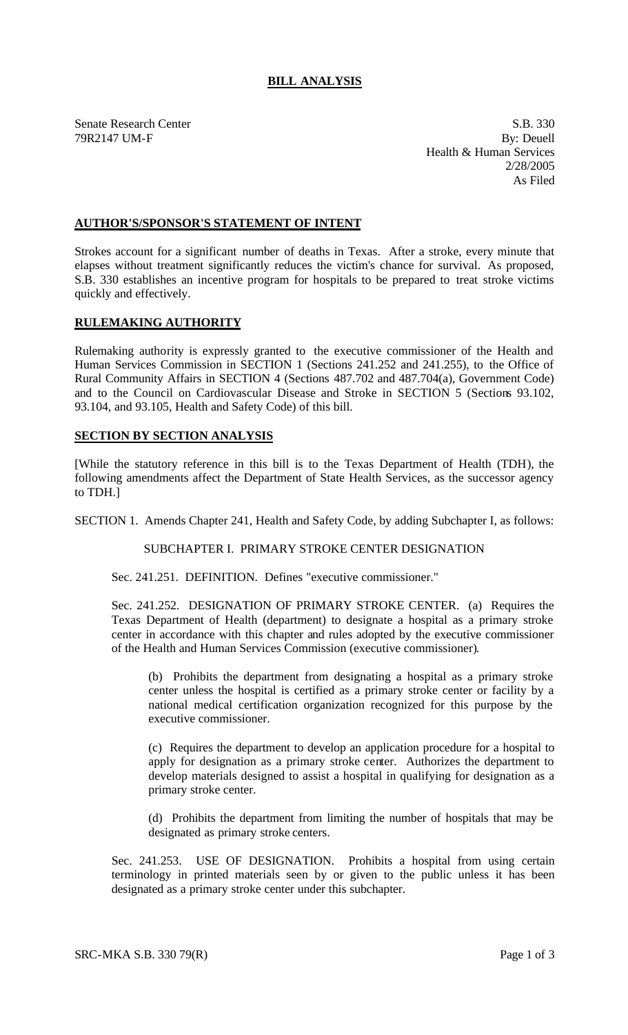# BILL ANALYSIS

Senate Research Center
79R2147 UM-F

S.B. 330
By: Deuell
Health & Human Services
2/28/2005
As Filed

## AUTHOR'S/SPONSOR'S STATEMENT OF INTENT

Strokes account for a significant number of deaths in Texas. After a stroke, every minute that elapses without treatment significantly reduces the victim's chance for survival. As proposed, S.B. 330 establishes an incentive program for hospitals to be prepared to treat stroke victims quickly and effectively.

## RULEMAKING AUTHORITY

Rulemaking authority is expressly granted to the executive commissioner of the Health and Human Services Commission in SECTION 1 (Sections 241.252 and 241.255), to the Office of Rural Community Affairs in SECTION 4 (Sections 487.702 and 487.704(a), Government Code) and to the Council on Cardiovascular Disease and Stroke in SECTION 5 (Sections 93.102, 93.104, and 93.105, Health and Safety Code) of this bill.

## SECTION BY SECTION ANALYSIS

[While the statutory reference in this bill is to the Texas Department of Health (TDH), the following amendments affect the Department of State Health Services, as the successor agency to TDH.]

SECTION 1. Amends Chapter 241, Health and Safety Code, by adding Subchapter I, as follows:

SUBCHAPTER I. PRIMARY STROKE CENTER DESIGNATION

Sec. 241.251. DEFINITION. Defines "executive commissioner."

Sec. 241.252. DESIGNATION OF PRIMARY STROKE CENTER. (a) Requires the Texas Department of Health (department) to designate a hospital as a primary stroke center in accordance with this chapter and rules adopted by the executive commissioner of the Health and Human Services Commission (executive commissioner).

(b) Prohibits the department from designating a hospital as a primary stroke center unless the hospital is certified as a primary stroke center or facility by a national medical certification organization recognized for this purpose by the executive commissioner.

(c) Requires the department to develop an application procedure for a hospital to apply for designation as a primary stroke center. Authorizes the department to develop materials designed to assist a hospital in qualifying for designation as a primary stroke center.

(d) Prohibits the department from limiting the number of hospitals that may be designated as primary stroke centers.

Sec. 241.253. USE OF DESIGNATION. Prohibits a hospital from using certain terminology in printed materials seen by or given to the public unless it has been designated as a primary stroke center under this subchapter.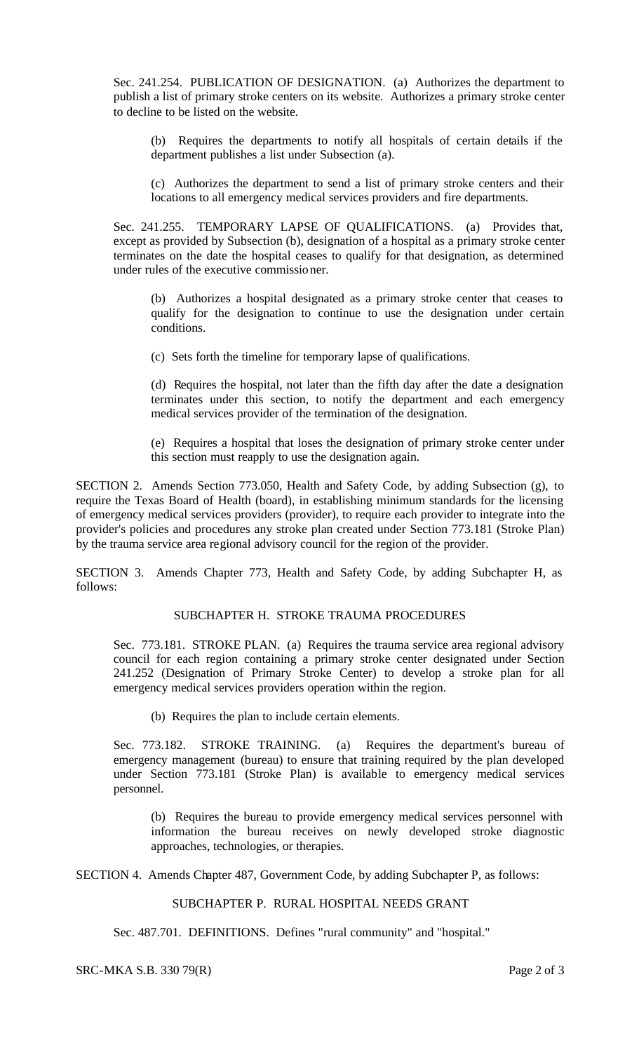Sec. 241.254. PUBLICATION OF DESIGNATION. (a) Authorizes the department to publish a list of primary stroke centers on its website. Authorizes a primary stroke center to decline to be listed on the website.

(b) Requires the departments to notify all hospitals of certain details if the department publishes a list under Subsection (a).

(c) Authorizes the department to send a list of primary stroke centers and their locations to all emergency medical services providers and fire departments.

Sec. 241.255. TEMPORARY LAPSE OF QUALIFICATIONS. (a) Provides that, except as provided by Subsection (b), designation of a hospital as a primary stroke center terminates on the date the hospital ceases to qualify for that designation, as determined under rules of the executive commissioner.

(b) Authorizes a hospital designated as a primary stroke center that ceases to qualify for the designation to continue to use the designation under certain conditions.

(c) Sets forth the timeline for temporary lapse of qualifications.

(d) Requires the hospital, not later than the fifth day after the date a designation terminates under this section, to notify the department and each emergency medical services provider of the termination of the designation.

(e) Requires a hospital that loses the designation of primary stroke center under this section must reapply to use the designation again.

SECTION 2. Amends Section 773.050, Health and Safety Code, by adding Subsection (g), to require the Texas Board of Health (board), in establishing minimum standards for the licensing of emergency medical services providers (provider), to require each provider to integrate into the provider's policies and procedures any stroke plan created under Section 773.181 (Stroke Plan) by the trauma service area regional advisory council for the region of the provider.

SECTION 3. Amends Chapter 773, Health and Safety Code, by adding Subchapter H, as follows:

SUBCHAPTER H. STROKE TRAUMA PROCEDURES

Sec. 773.181. STROKE PLAN. (a) Requires the trauma service area regional advisory council for each region containing a primary stroke center designated under Section 241.252 (Designation of Primary Stroke Center) to develop a stroke plan for all emergency medical services providers operation within the region.

(b) Requires the plan to include certain elements.

Sec. 773.182. STROKE TRAINING. (a) Requires the department's bureau of emergency management (bureau) to ensure that training required by the plan developed under Section 773.181 (Stroke Plan) is available to emergency medical services personnel.

(b) Requires the bureau to provide emergency medical services personnel with information the bureau receives on newly developed stroke diagnostic approaches, technologies, or therapies.

SECTION 4. Amends Chapter 487, Government Code, by adding Subchapter P, as follows:

SUBCHAPTER P. RURAL HOSPITAL NEEDS GRANT

Sec. 487.701. DEFINITIONS. Defines "rural community" and "hospital."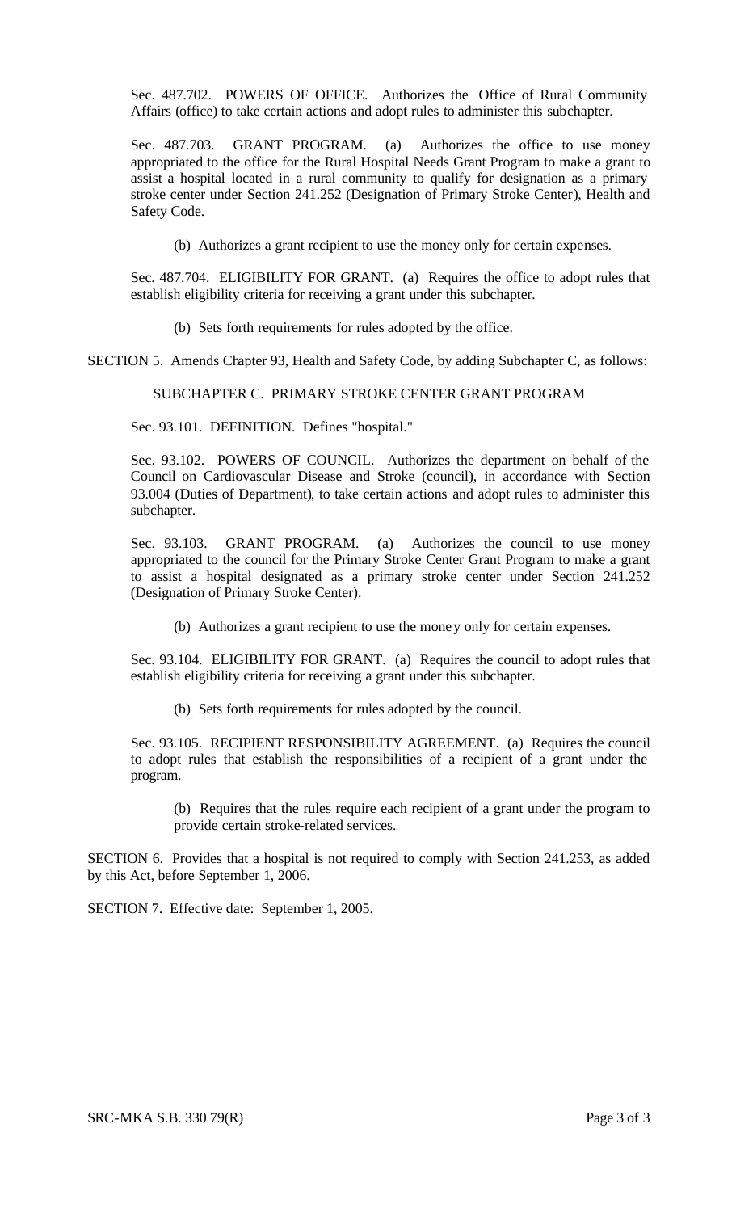Sec. 487.702. POWERS OF OFFICE. Authorizes the Office of Rural Community Affairs (office) to take certain actions and adopt rules to administer this subchapter.

Sec. 487.703. GRANT PROGRAM. (a) Authorizes the office to use money appropriated to the office for the Rural Hospital Needs Grant Program to make a grant to assist a hospital located in a rural community to qualify for designation as a primary stroke center under Section 241.252 (Designation of Primary Stroke Center), Health and Safety Code.

(b) Authorizes a grant recipient to use the money only for certain expenses.

Sec. 487.704. ELIGIBILITY FOR GRANT. (a) Requires the office to adopt rules that establish eligibility criteria for receiving a grant under this subchapter.

(b) Sets forth requirements for rules adopted by the office.

SECTION 5. Amends Chapter 93, Health and Safety Code, by adding Subchapter C, as follows:

SUBCHAPTER C. PRIMARY STROKE CENTER GRANT PROGRAM

Sec. 93.101. DEFINITION. Defines "hospital."

Sec. 93.102. POWERS OF COUNCIL. Authorizes the department on behalf of the Council on Cardiovascular Disease and Stroke (council), in accordance with Section 93.004 (Duties of Department), to take certain actions and adopt rules to administer this subchapter.

Sec. 93.103. GRANT PROGRAM. (a) Authorizes the council to use money appropriated to the council for the Primary Stroke Center Grant Program to make a grant to assist a hospital designated as a primary stroke center under Section 241.252 (Designation of Primary Stroke Center).

(b) Authorizes a grant recipient to use the money only for certain expenses.

Sec. 93.104. ELIGIBILITY FOR GRANT. (a) Requires the council to adopt rules that establish eligibility criteria for receiving a grant under this subchapter.

(b) Sets forth requirements for rules adopted by the council.

Sec. 93.105. RECIPIENT RESPONSIBILITY AGREEMENT. (a) Requires the council to adopt rules that establish the responsibilities of a recipient of a grant under the program.

(b) Requires that the rules require each recipient of a grant under the program to provide certain stroke-related services.

SECTION 6. Provides that a hospital is not required to comply with Section 241.253, as added by this Act, before September 1, 2006.

SECTION 7. Effective date: September 1, 2005.